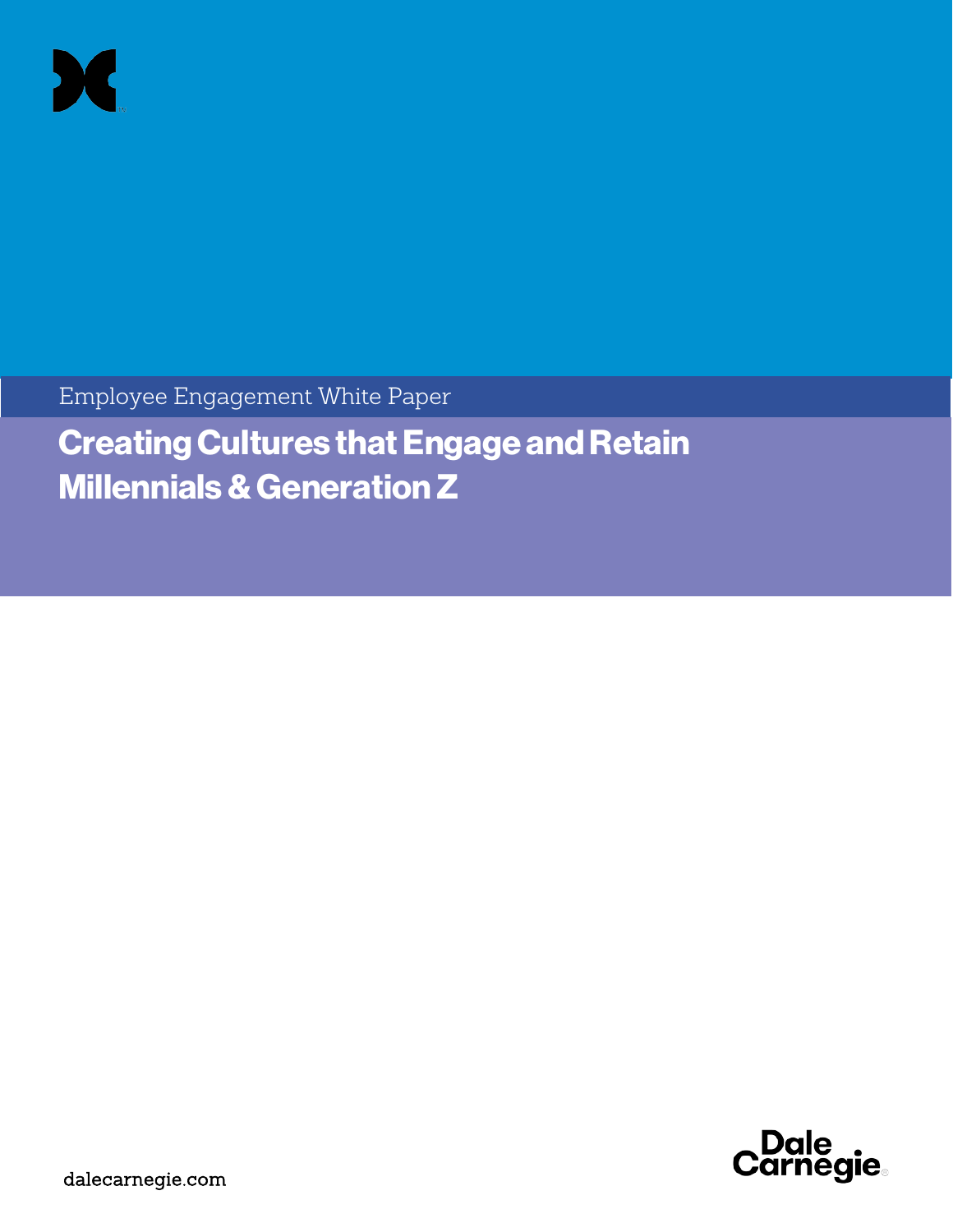Employee Engagement White Paper

# Creating Cultures that Engage and Retain Millennials & Generation Z

dalecarnegie.com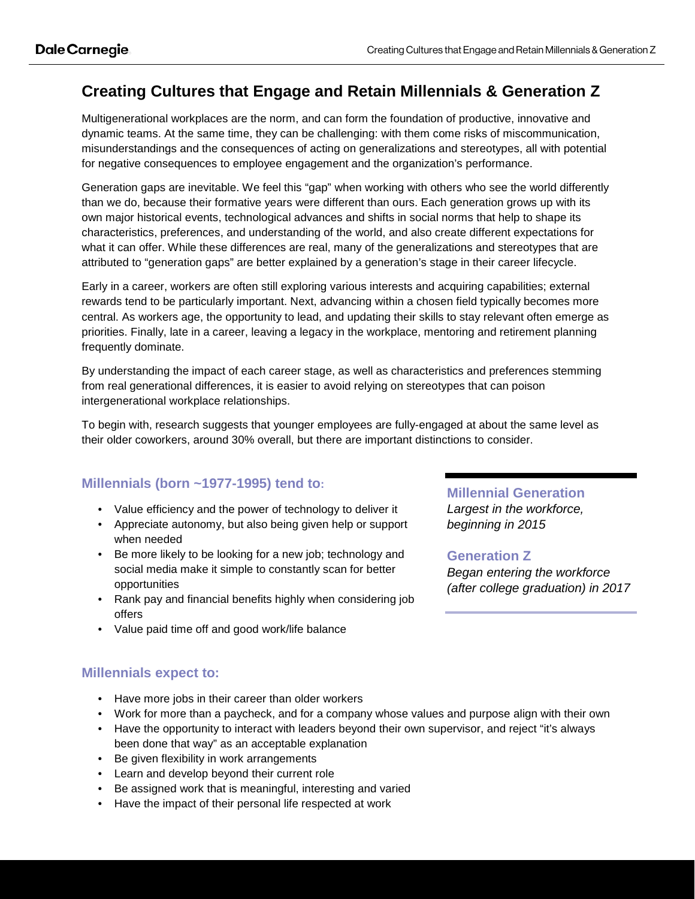# Creating Cultures that Engage and Retain Millennials & Generation Z

Multigenerational workplaces are the norm, and can form the foundation of productive, innovative and dynamic teams. At the same time, they can be challenging: with them come risks of miscommunication, misunderstandings and the consequences of acting on generalizations and stereotypes, all with potential for negative consequences to employee engagement and the organization's performance.

Generation gaps are inevitable. We feel this "gap" when working with others who see the world differently than we do, because their formative years were different than ours. Each generation grows up with its own major historical events, technological advances and shifts in social norms that help to shape its characteristics, preferences, and understanding of the world, and also create different expectations for what it can offer. While these differences are real, many of the generalizations and stereotypes that are attributed to "generation gaps" are better explained by a generation's stage in their career lifecycle.

Early in a career, workers are often still exploring various interests and acquiring capabilities; external rewards tend to be particularly important. Next, advancing within a chosen field typically becomes more central. As workers age, the opportunity to lead, and updating their skills to stay relevant often emerge as priorities. Finally, late in a career, leaving a legacy in the workplace, mentoring and retirement planning frequently dominate.

By understanding the impact of each career stage, as well as characteristics and preferences stemming from real generational differences, it is easier to avoid relying on stereotypes that can poison intergenerational workplace relationships.

To begin with, research suggests that younger employees are fully-engaged at about the same level as their older coworkers, around 30% overall, but there are important distinctions to consider.

### Millennials (born ~1977-1995) tend to:

- Value efficiency and the power of technology to deliver it
- Appreciate autonomy, but also being given help or support when needed
- Be more likely to be looking for a new job; technology and social media make it simple to constantly scan for better opportunities
- Rank pay and financial benefits highly when considering job offers
- Value paid time off and good work/life balance

**Millennial Generation**
*Largest in the workforce, beginning in 2015*

**Generation Z**
*Began entering the workforce (after college graduation) in 2017*

### Millennials expect to:

- Have more jobs in their career than older workers
- Work for more than a paycheck, and for a company whose values and purpose align with their own
- Have the opportunity to interact with leaders beyond their own supervisor, and reject "it's always been done that way" as an acceptable explanation
- Be given flexibility in work arrangements
- Learn and develop beyond their current role
- Be assigned work that is meaningful, interesting and varied
- Have the impact of their personal life respected at work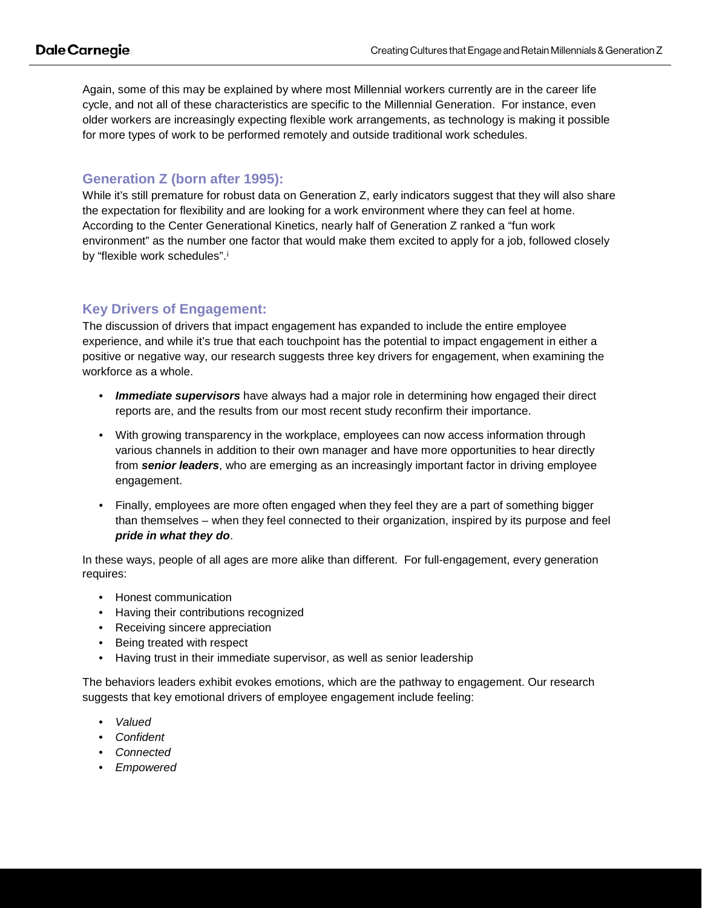Again, some of this may be explained by where most Millennial workers currently are in the career life cycle, and not all of these characteristics are specific to the Millennial Generation. For instance, even older workers are increasingly expecting flexible work arrangements, as technology is making it possible for more types of work to be performed remotely and outside traditional work schedules.

## Generation Z (born after 1995):

While it's still premature for robust data on Generation Z, early indicators suggest that they will also share the expectation for flexibility and are looking for a work environment where they can feel at home. According to the Center Generational Kinetics, nearly half of Generation Z ranked a "fun work environment" as the number one factor that would make them excited to apply for a job, followed closely by "flexible work schedules".[i]

## Key Drivers of Engagement:

The discussion of drivers that impact engagement has expanded to include the entire employee experience, and while it's true that each touchpoint has the potential to impact engagement in either a positive or negative way, our research suggests three key drivers for engagement, when examining the workforce as a whole.

- ***Immediate supervisors*** have always had a major role in determining how engaged their direct reports are, and the results from our most recent study reconfirm their importance.
- With growing transparency in the workplace, employees can now access information through various channels in addition to their own manager and have more opportunities to hear directly from ***senior leaders***, who are emerging as an increasingly important factor in driving employee engagement.
- Finally, employees are more often engaged when they feel they are a part of something bigger than themselves – when they feel connected to their organization, inspired by its purpose and feel ***pride in what they do***.

In these ways, people of all ages are more alike than different. For full-engagement, every generation requires:

- Honest communication
- Having their contributions recognized
- Receiving sincere appreciation
- Being treated with respect
- Having trust in their immediate supervisor, as well as senior leadership

The behaviors leaders exhibit evokes emotions, which are the pathway to engagement. Our research suggests that key emotional drivers of employee engagement include feeling:

- *Valued*
- *Confident*
- *Connected*
- *Empowered*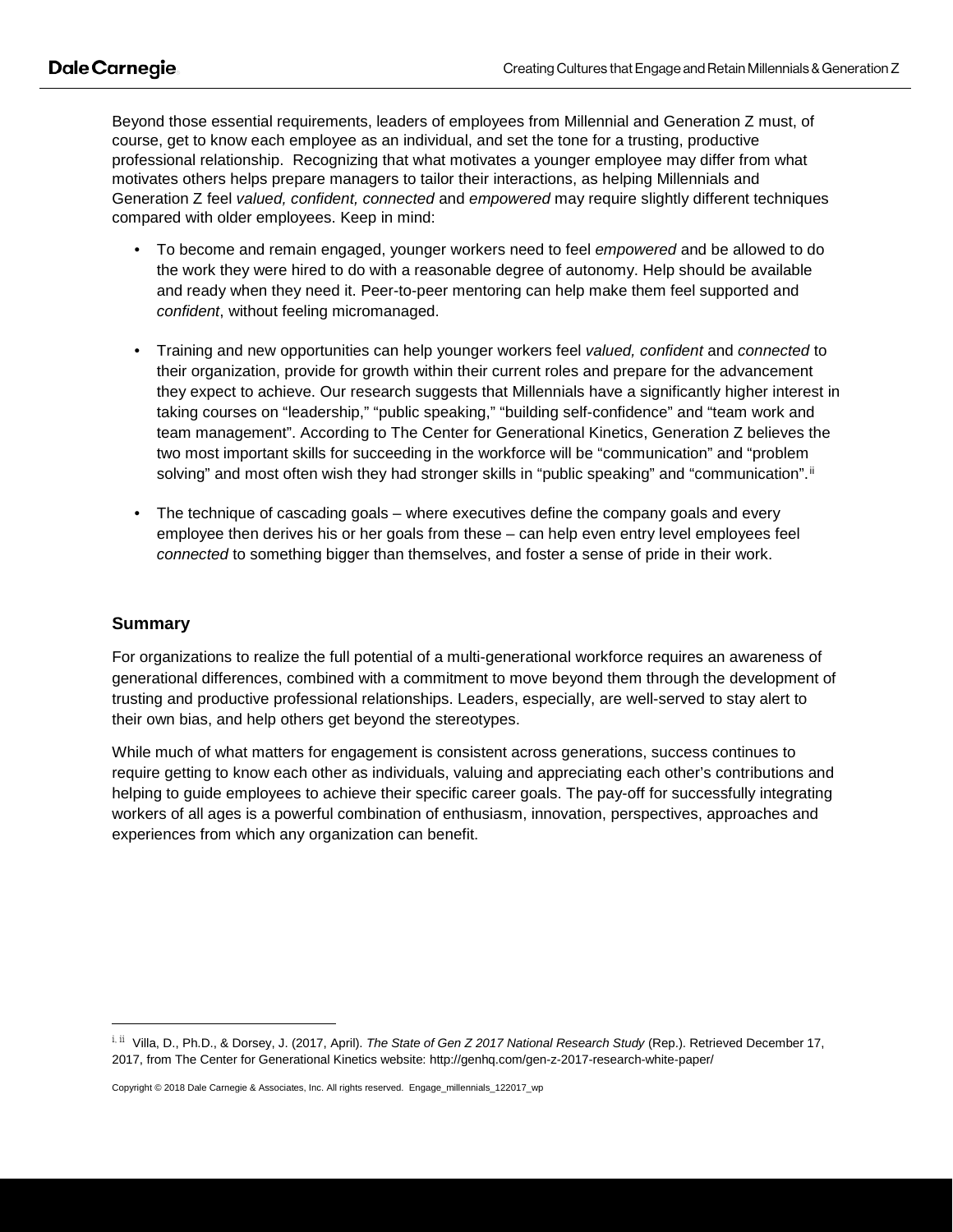Beyond those essential requirements, leaders of employees from Millennial and Generation Z must, of course, get to know each employee as an individual, and set the tone for a trusting, productive professional relationship. Recognizing that what motivates a younger employee may differ from what motivates others helps prepare managers to tailor their interactions, as helping Millennials and Generation Z feel *valued, confident, connected* and *empowered* may require slightly different techniques compared with older employees. Keep in mind:

- To become and remain engaged, younger workers need to feel *empowered* and be allowed to do the work they were hired to do with a reasonable degree of autonomy. Help should be available and ready when they need it. Peer-to-peer mentoring can help make them feel supported and *confident*, without feeling micromanaged.

- Training and new opportunities can help younger workers feel *valued, confident* and *connected* to their organization, provide for growth within their current roles and prepare for the advancement they expect to achieve. Our research suggests that Millennials have a significantly higher interest in taking courses on "leadership," "public speaking," "building self-confidence" and "team work and team management". According to The Center for Generational Kinetics, Generation Z believes the two most important skills for succeeding in the workforce will be "communication" and "problem solving" and most often wish they had stronger skills in "public speaking" and "communication".[ii]

- The technique of cascading goals – where executives define the company goals and every employee then derives his or her goals from these – can help even entry level employees feel *connected* to something bigger than themselves, and foster a sense of pride in their work.

## Summary

For organizations to realize the full potential of a multi-generational workforce requires an awareness of generational differences, combined with a commitment to move beyond them through the development of trusting and productive professional relationships. Leaders, especially, are well-served to stay alert to their own bias, and help others get beyond the stereotypes.

While much of what matters for engagement is consistent across generations, success continues to require getting to know each other as individuals, valuing and appreciating each other's contributions and helping to guide employees to achieve their specific career goals. The pay-off for successfully integrating workers of all ages is a powerful combination of enthusiasm, innovation, perspectives, approaches and experiences from which any organization can benefit.

---

[i, ii] Villa, D., Ph.D., & Dorsey, J. (2017, April). *The State of Gen Z 2017 National Research Study* (Rep.). Retrieved December 17, 2017, from The Center for Generational Kinetics website: http://genhq.com/gen-z-2017-research-white-paper/

Copyright © 2018 Dale Carnegie & Associates, Inc. All rights reserved. Engage_millennials_122017_wp